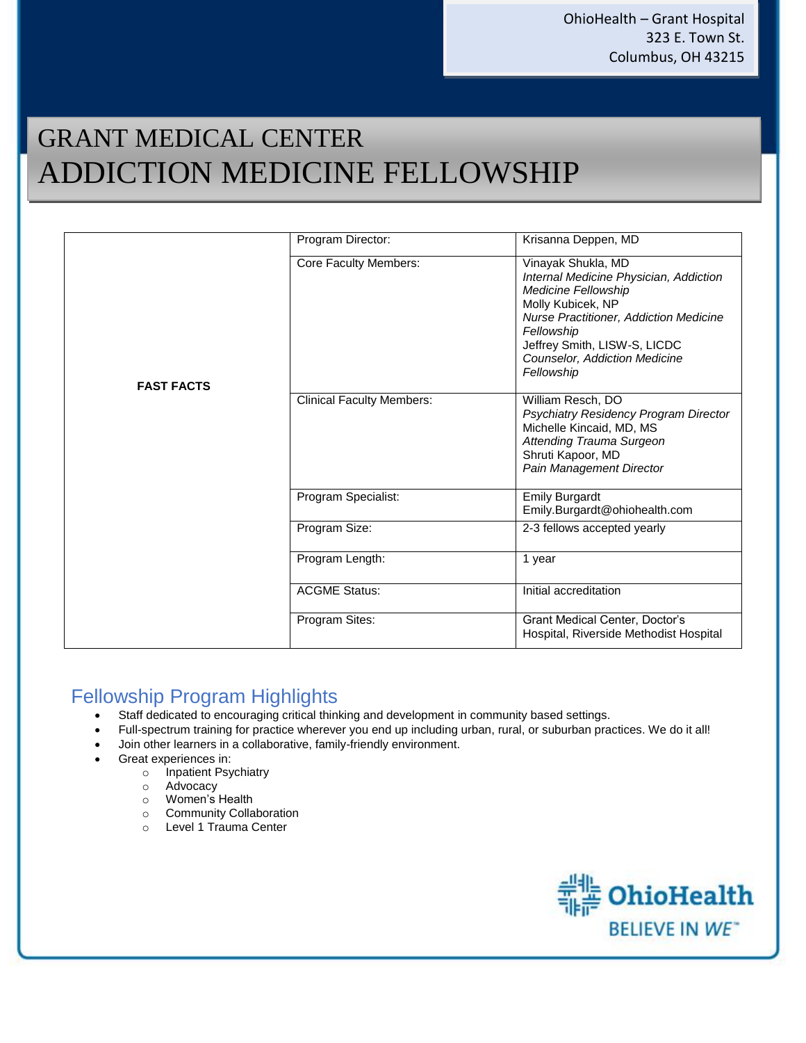OhioHealth – Grant Hospital
323 E. Town St.
Columbus, OH 43215

# GRANT MEDICAL CENTER
# ADDICTION MEDICINE FELLOWSHIP

| **FAST FACTS** | | |
|---|---|---|
| | Program Director: | Krisanna Deppen, MD |
| | Core Faculty Members: | Vinayak Shukla, MD<br>*Internal Medicine Physician, Addiction Medicine Fellowship*<br>Molly Kubicek, NP<br>*Nurse Practitioner, Addiction Medicine Fellowship*<br>Jeffrey Smith, LISW-S, LICDC<br>*Counselor, Addiction Medicine Fellowship* |
| | Clinical Faculty Members: | William Resch, DO<br>*Psychiatry Residency Program Director*<br>Michelle Kincaid, MD, MS<br>*Attending Trauma Surgeon*<br>Shruti Kapoor, MD<br>*Pain Management Director* |
| | Program Specialist: | Emily Burgardt<br>Emily.Burgardt@ohiohealth.com |
| | Program Size: | 2-3 fellows accepted yearly |
| | Program Length: | 1 year |
| | ACGME Status: | Initial accreditation |
| | Program Sites: | Grant Medical Center, Doctor's Hospital, Riverside Methodist Hospital |

## Fellowship Program Highlights

- Staff dedicated to encouraging critical thinking and development in community based settings.
- Full-spectrum training for practice wherever you end up including urban, rural, or suburban practices. We do it all!
- Join other learners in a collaborative, family-friendly environment.
- Great experiences in:
  - Inpatient Psychiatry
  - Advocacy
  - Women's Health
  - Community Collaboration
  - Level 1 Trauma Center

OhioHealth
BELIEVE IN WE™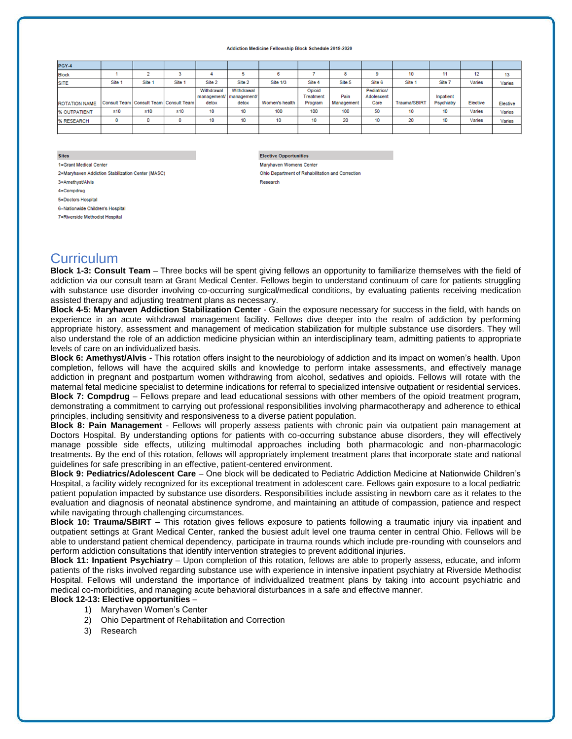**Addiction Medicine Fellowship Block Schedule 2019-2020**

| PGY-4 | | | | | | | | | | | | | |
|---|---|---|---|---|---|---|---|---|---|---|---|---|---|
| Block | 1 | 2 | 3 | 4 | 5 | 6 | 7 | 8 | 9 | 10 | 11 | 12 | 13 |
| SITE | Site 1 | Site 1 | Site 1 | Site 2 | Site 2 | Site 1/3 | Site 4 | Site 5 | Site 6 | Site 1 | Site 7 | Varies | Varies |
| ROTATION NAME | Consult Team | Consult Team | Consult Team | Withdrawal management/ detox | Withdrawal management/ detox | Women's health | Opioid Treatment Program | Pain Management | Pediatrics/ Adolescent Care | Trauma/SBIRT | Inpatient Psychiatry | Elective | Elective |
| % OUTPATIENT | ≥10 | ≥10 | ≥10 | 10 | 10 | 100 | 100 | 100 | 50 | 10 | 10 | Varies | Varies |
| % RESEARCH | 0 | 0 | 0 | 10 | 10 | 10 | 10 | 20 | 10 | 20 | 10 | Varies | Varies |
| | | | | | | | | | | | | | |

**Sites**

1=Grant Medical Center
2=Maryhaven Addiction Stabilization Center (MASC)
3=Amethyst/Alvis
4=Compdrug
5=Doctors Hospital
6=Nationwide Children's Hospital
7=Riverside Methodist Hospital

**Elective Opportunities**

Maryhaven Womens Center
Ohio Department of Rehabilitation and Correction
Research

# Curriculum

**Block 1-3: Consult Team** – Three bocks will be spent giving fellows an opportunity to familiarize themselves with the field of addiction via our consult team at Grant Medical Center. Fellows begin to understand continuum of care for patients struggling with substance use disorder involving co-occurring surgical/medical conditions, by evaluating patients receiving medication assisted therapy and adjusting treatment plans as necessary.

**Block 4-5: Maryhaven Addiction Stabilization Center** - Gain the exposure necessary for success in the field, with hands on experience in an acute withdrawal management facility. Fellows dive deeper into the realm of addiction by performing appropriate history, assessment and management of medication stabilization for multiple substance use disorders. They will also understand the role of an addiction medicine physician within an interdisciplinary team, admitting patients to appropriate levels of care on an individualized basis.

**Block 6: Amethyst/Alvis -** This rotation offers insight to the neurobiology of addiction and its impact on women's health. Upon completion, fellows will have the acquired skills and knowledge to perform intake assessments, and effectively manage addiction in pregnant and postpartum women withdrawing from alcohol, sedatives and opioids. Fellows will rotate with the maternal fetal medicine specialist to determine indications for referral to specialized intensive outpatient or residential services.

**Block 7: Compdrug** – Fellows prepare and lead educational sessions with other members of the opioid treatment program, demonstrating a commitment to carrying out professional responsibilities involving pharmacotherapy and adherence to ethical principles, including sensitivity and responsiveness to a diverse patient population.

**Block 8: Pain Management** - Fellows will properly assess patients with chronic pain via outpatient pain management at Doctors Hospital. By understanding options for patients with co-occurring substance abuse disorders, they will effectively manage possible side effects, utilizing multimodal approaches including both pharmacologic and non-pharmacologic treatments. By the end of this rotation, fellows will appropriately implement treatment plans that incorporate state and national guidelines for safe prescribing in an effective, patient-centered environment.

**Block 9: Pediatrics/Adolescent Care** – One block will be dedicated to Pediatric Addiction Medicine at Nationwide Children's Hospital, a facility widely recognized for its exceptional treatment in adolescent care. Fellows gain exposure to a local pediatric patient population impacted by substance use disorders. Responsibilities include assisting in newborn care as it relates to the evaluation and diagnosis of neonatal abstinence syndrome, and maintaining an attitude of compassion, patience and respect while navigating through challenging circumstances.

**Block 10: Trauma/SBIRT** – This rotation gives fellows exposure to patients following a traumatic injury via inpatient and outpatient settings at Grant Medical Center, ranked the busiest adult level one trauma center in central Ohio. Fellows will be able to understand patient chemical dependency, participate in trauma rounds which include pre-rounding with counselors and perform addiction consultations that identify intervention strategies to prevent additional injuries.

**Block 11: Inpatient Psychiatry** – Upon completion of this rotation, fellows are able to properly assess, educate, and inform patients of the risks involved regarding substance use with experience in intensive inpatient psychiatry at Riverside Methodist Hospital. Fellows will understand the importance of individualized treatment plans by taking into account psychiatric and medical co-morbidities, and managing acute behavioral disturbances in a safe and effective manner.

**Block 12-13: Elective opportunities** –

1) Maryhaven Women's Center
2) Ohio Department of Rehabilitation and Correction
3) Research